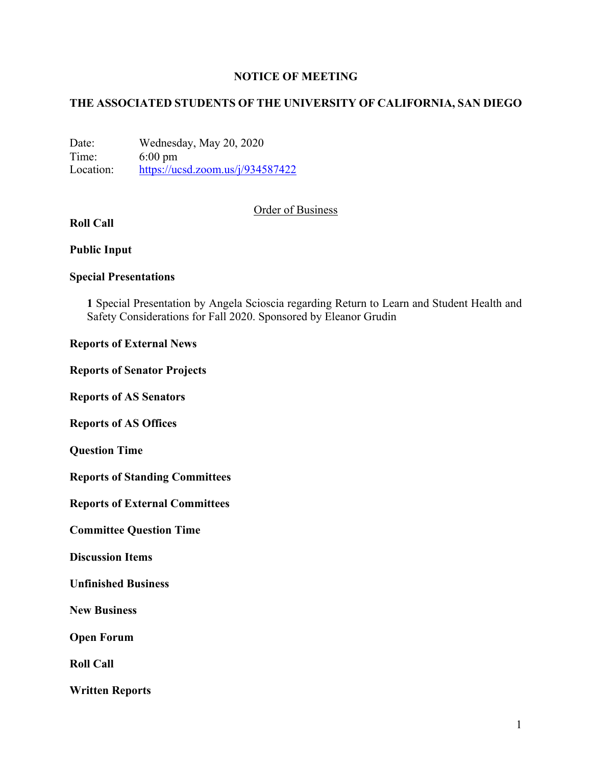# NOTICE OF MEETING

## THE ASSOCIATED STUDENTS OF THE UNIVERSITY OF CALIFORNIA, SAN DIEGO

Date: Wednesday, May 20, 2020
Time: 6:00 pm
Location: https://ucsd.zoom.us/j/934587422

Order of Business

**Roll Call**

**Public Input**

**Special Presentations**

**1** Special Presentation by Angela Scioscia regarding Return to Learn and Student Health and Safety Considerations for Fall 2020. Sponsored by Eleanor Grudin

**Reports of External News**

**Reports of Senator Projects**

**Reports of AS Senators**

**Reports of AS Offices**

**Question Time**

**Reports of Standing Committees**

**Reports of External Committees**

**Committee Question Time**

**Discussion Items**

**Unfinished Business**

**New Business**

**Open Forum**

**Roll Call**

**Written Reports**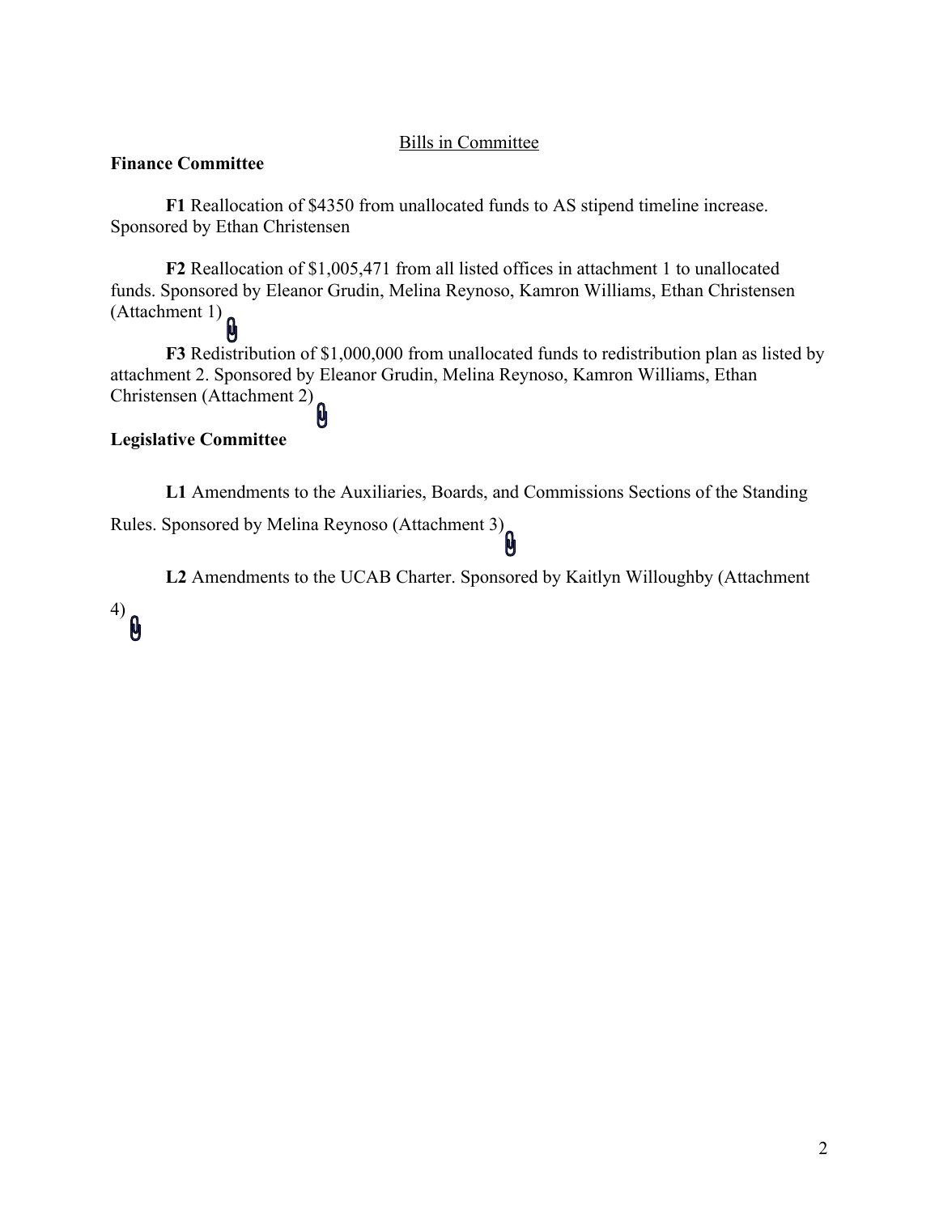## Bills in Committee

**Finance Committee**

**F1** Reallocation of $4350 from unallocated funds to AS stipend timeline increase. Sponsored by Ethan Christensen

**F2** Reallocation of $1,005,471 from all listed offices in attachment 1 to unallocated funds. Sponsored by Eleanor Grudin, Melina Reynoso, Kamron Williams, Ethan Christensen (Attachment 1)

**F3** Redistribution of $1,000,000 from unallocated funds to redistribution plan as listed by attachment 2. Sponsored by Eleanor Grudin, Melina Reynoso, Kamron Williams, Ethan Christensen (Attachment 2)

**Legislative Committee**

**L1** Amendments to the Auxiliaries, Boards, and Commissions Sections of the Standing Rules. Sponsored by Melina Reynoso (Attachment 3)

**L2** Amendments to the UCAB Charter. Sponsored by Kaitlyn Willoughby (Attachment 4)